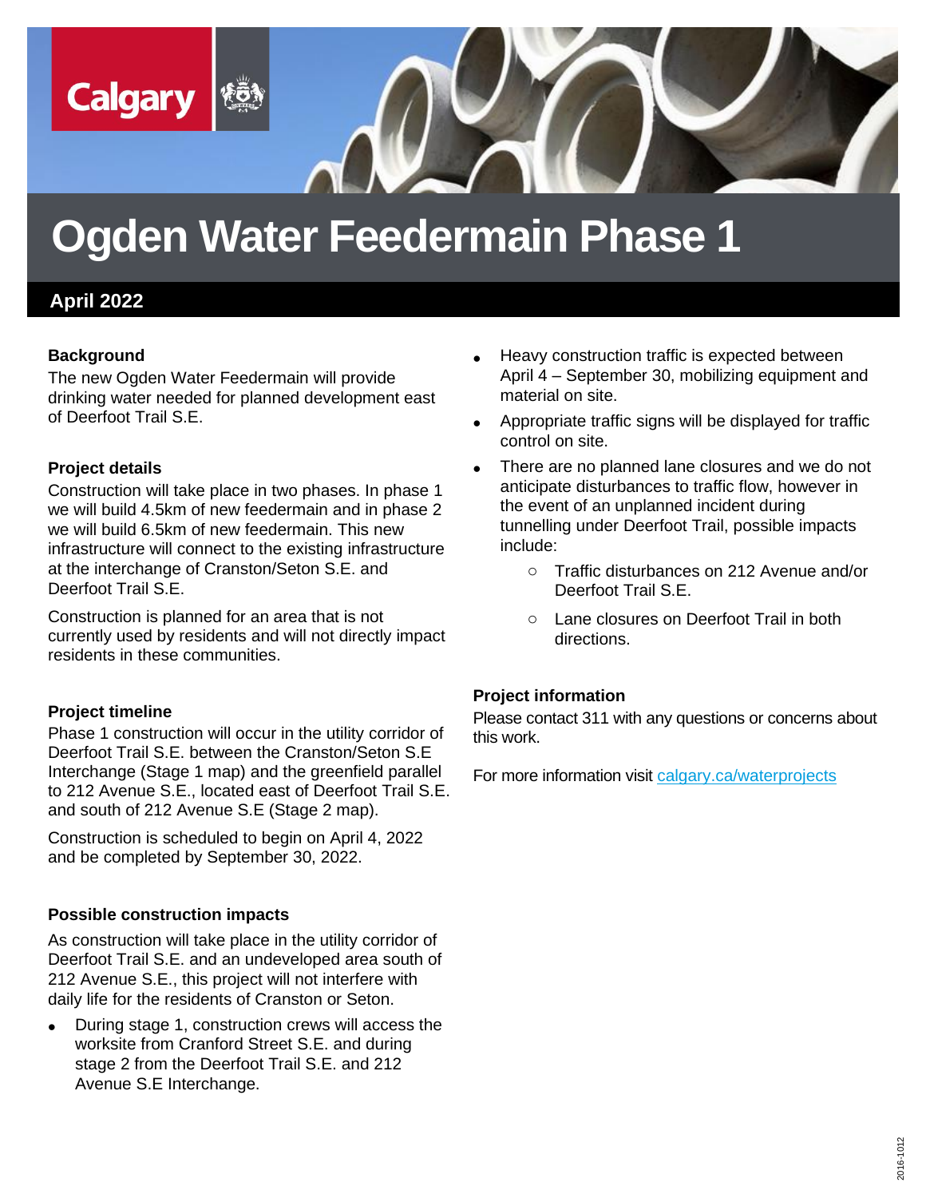Calgary

# Ogden Water Feedermain Phase 1

**April 2022**

## Background

The new Ogden Water Feedermain will provide drinking water needed for planned development east of Deerfoot Trail S.E.

## Project details

Construction will take place in two phases. In phase 1 we will build 4.5km of new feedermain and in phase 2 we will build 6.5km of new feedermain. This new infrastructure will connect to the existing infrastructure at the interchange of Cranston/Seton S.E. and Deerfoot Trail S.E.

Construction is planned for an area that is not currently used by residents and will not directly impact residents in these communities.

## Project timeline

Phase 1 construction will occur in the utility corridor of Deerfoot Trail S.E. between the Cranston/Seton S.E Interchange (Stage 1 map) and the greenfield parallel to 212 Avenue S.E., located east of Deerfoot Trail S.E. and south of 212 Avenue S.E (Stage 2 map).

Construction is scheduled to begin on April 4, 2022 and be completed by September 30, 2022.

## Possible construction impacts

As construction will take place in the utility corridor of Deerfoot Trail S.E. and an undeveloped area south of 212 Avenue S.E., this project will not interfere with daily life for the residents of Cranston or Seton.

- During stage 1, construction crews will access the worksite from Cranford Street S.E. and during stage 2 from the Deerfoot Trail S.E. and 212 Avenue S.E Interchange.
- Heavy construction traffic is expected between April 4 – September 30, mobilizing equipment and material on site.
- Appropriate traffic signs will be displayed for traffic control on site.
- There are no planned lane closures and we do not anticipate disturbances to traffic flow, however in the event of an unplanned incident during tunnelling under Deerfoot Trail, possible impacts include:
    - Traffic disturbances on 212 Avenue and/or Deerfoot Trail S.E.
    - Lane closures on Deerfoot Trail in both directions.

## Project information

Please contact 311 with any questions or concerns about this work.

For more information visit calgary.ca/waterprojects

2016-1012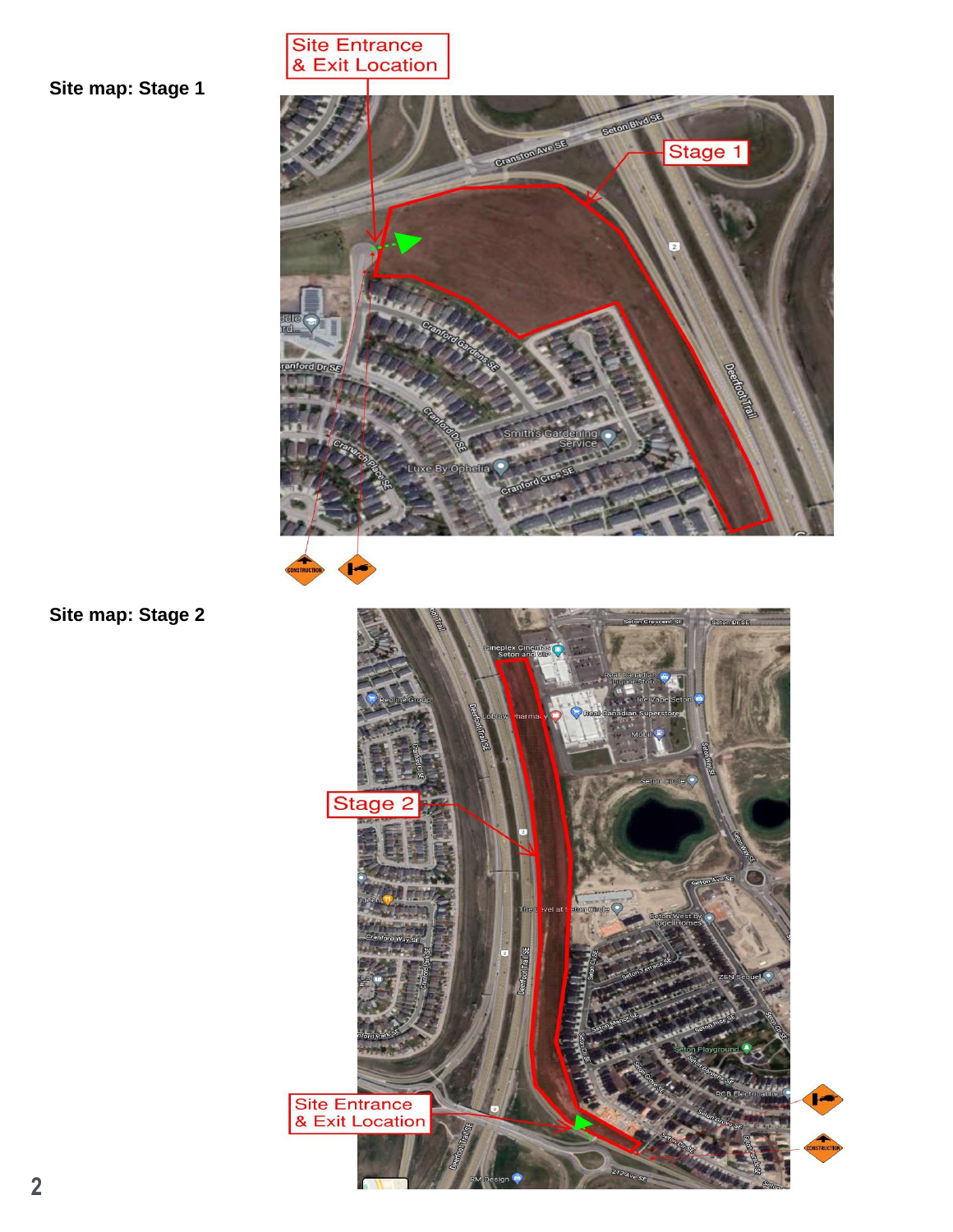**Site map: Stage 1**

Site Entrance & Exit Location

Stage 1

**Site map: Stage 2**

Stage 2

Site Entrance & Exit Location